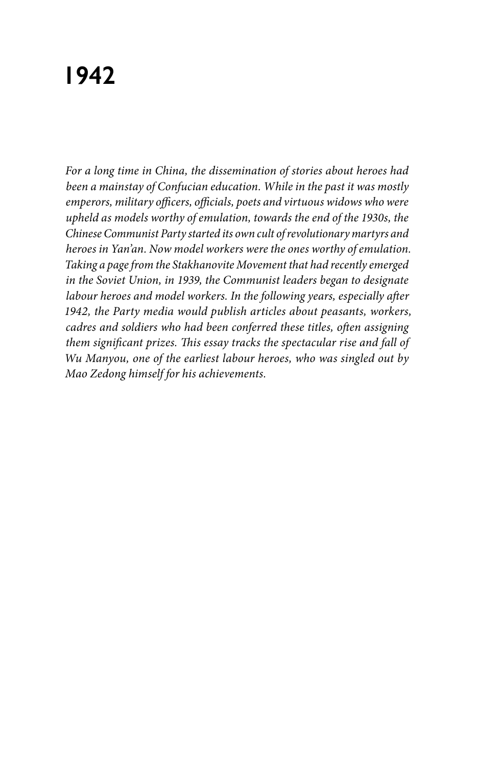# 1942

*For a long time in China, the dissemination of stories about heroes had been a mainstay of Confucian education. While in the past it was mostly emperors, military officers, officials, poets and virtuous widows who were upheld as models worthy of emulation, towards the end of the 1930s, the Chinese Communist Party started its own cult of revolutionary martyrs and heroes in Yan'an. Now model workers were the ones worthy of emulation. Taking a page from the Stakhanovite Movement that had recently emerged in the Soviet Union, in 1939, the Communist leaders began to designate labour heroes and model workers. In the following years, especially after 1942, the Party media would publish articles about peasants, workers, cadres and soldiers who had been conferred these titles, often assigning them significant prizes. This essay tracks the spectacular rise and fall of Wu Manyou, one of the earliest labour heroes, who was singled out by Mao Zedong himself for his achievements.*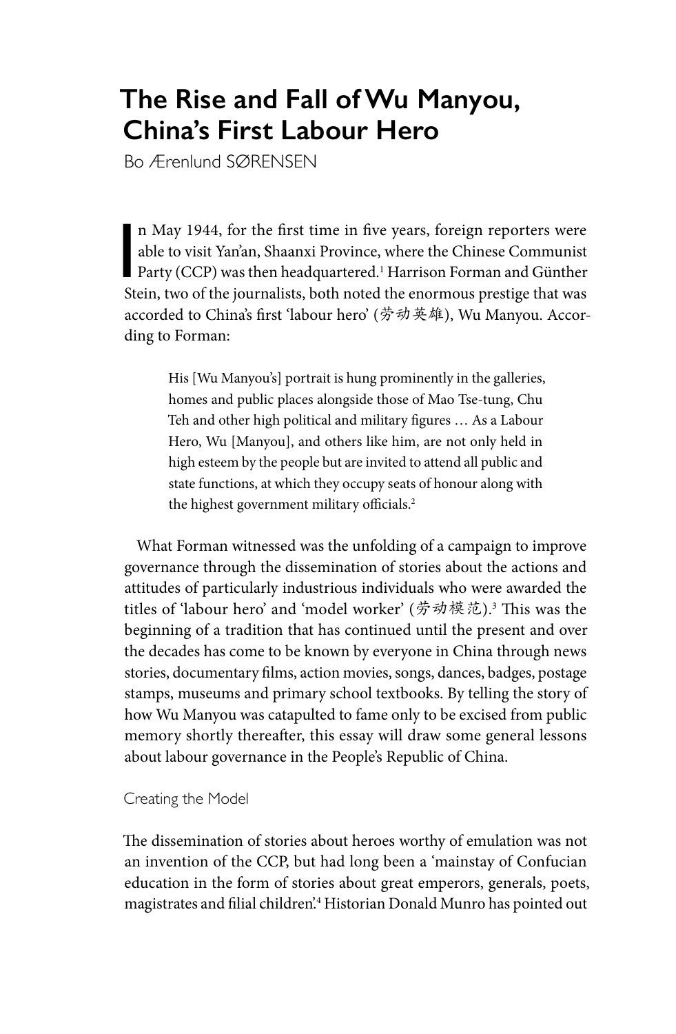# The Rise and Fall of Wu Manyou, China's First Labour Hero

Bo Ærenlund SØRENSEN

In May 1944, for the first time in five years, foreign reporters were able to visit Yan'an, Shaanxi Province, where the Chinese Communist Party (CCP) was then headquartered.[1] Harrison Forman and Günther Stein, two of the journalists, both noted the enormous prestige that was accorded to China's first 'labour hero' (劳动英雄), Wu Manyou. According to Forman:

> His [Wu Manyou's] portrait is hung prominently in the galleries, homes and public places alongside those of Mao Tse-tung, Chu Teh and other high political and military figures … As a Labour Hero, Wu [Manyou], and others like him, are not only held in high esteem by the people but are invited to attend all public and state functions, at which they occupy seats of honour along with the highest government military officials.[2]

What Forman witnessed was the unfolding of a campaign to improve governance through the dissemination of stories about the actions and attitudes of particularly industrious individuals who were awarded the titles of 'labour hero' and 'model worker' (劳动模范).[3] This was the beginning of a tradition that has continued until the present and over the decades has come to be known by everyone in China through news stories, documentary films, action movies, songs, dances, badges, postage stamps, museums and primary school textbooks. By telling the story of how Wu Manyou was catapulted to fame only to be excised from public memory shortly thereafter, this essay will draw some general lessons about labour governance in the People's Republic of China.

## Creating the Model

The dissemination of stories about heroes worthy of emulation was not an invention of the CCP, but had long been a 'mainstay of Confucian education in the form of stories about great emperors, generals, poets, magistrates and filial children'.[4] Historian Donald Munro has pointed out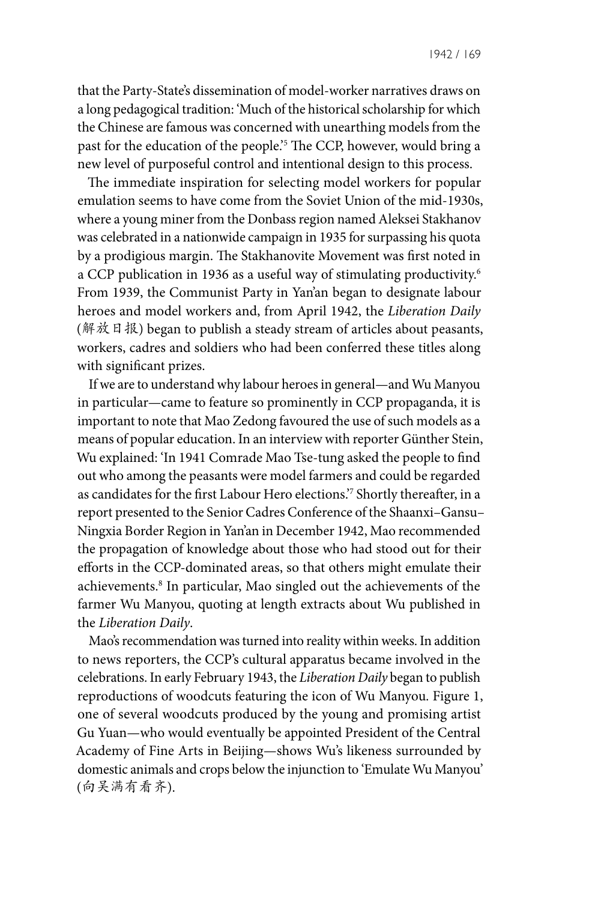that the Party-State's dissemination of model-worker narratives draws on a long pedagogical tradition: 'Much of the historical scholarship for which the Chinese are famous was concerned with unearthing models from the past for the education of the people.'[5] The CCP, however, would bring a new level of purposeful control and intentional design to this process.

The immediate inspiration for selecting model workers for popular emulation seems to have come from the Soviet Union of the mid-1930s, where a young miner from the Donbass region named Aleksei Stakhanov was celebrated in a nationwide campaign in 1935 for surpassing his quota by a prodigious margin. The Stakhanovite Movement was first noted in a CCP publication in 1936 as a useful way of stimulating productivity.[6] From 1939, the Communist Party in Yan'an began to designate labour heroes and model workers and, from April 1942, the *Liberation Daily* (解放日报) began to publish a steady stream of articles about peasants, workers, cadres and soldiers who had been conferred these titles along with significant prizes.

If we are to understand why labour heroes in general—and Wu Manyou in particular—came to feature so prominently in CCP propaganda, it is important to note that Mao Zedong favoured the use of such models as a means of popular education. In an interview with reporter Günther Stein, Wu explained: 'In 1941 Comrade Mao Tse-tung asked the people to find out who among the peasants were model farmers and could be regarded as candidates for the first Labour Hero elections.'[7] Shortly thereafter, in a report presented to the Senior Cadres Conference of the Shaanxi–Gansu–Ningxia Border Region in Yan'an in December 1942, Mao recommended the propagation of knowledge about those who had stood out for their efforts in the CCP-dominated areas, so that others might emulate their achievements.[8] In particular, Mao singled out the achievements of the farmer Wu Manyou, quoting at length extracts about Wu published in the *Liberation Daily*.

Mao's recommendation was turned into reality within weeks. In addition to news reporters, the CCP's cultural apparatus became involved in the celebrations. In early February 1943, the *Liberation Daily* began to publish reproductions of woodcuts featuring the icon of Wu Manyou. Figure 1, one of several woodcuts produced by the young and promising artist Gu Yuan—who would eventually be appointed President of the Central Academy of Fine Arts in Beijing—shows Wu's likeness surrounded by domestic animals and crops below the injunction to 'Emulate Wu Manyou' (向吴满有看齐).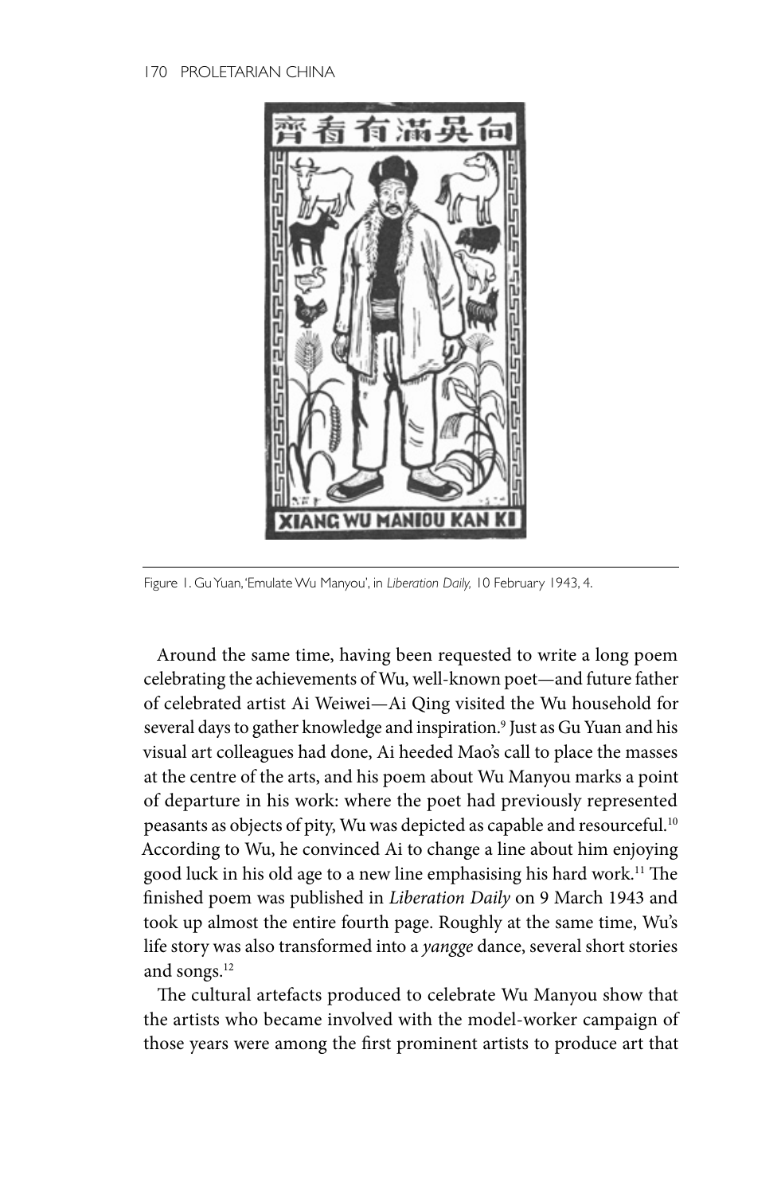Figure 1. Gu Yuan, 'Emulate Wu Manyou', in *Liberation Daily,* 10 February 1943, 4.

Around the same time, having been requested to write a long poem celebrating the achievements of Wu, well-known poet—and future father of celebrated artist Ai Weiwei—Ai Qing visited the Wu household for several days to gather knowledge and inspiration.[9] Just as Gu Yuan and his visual art colleagues had done, Ai heeded Mao's call to place the masses at the centre of the arts, and his poem about Wu Manyou marks a point of departure in his work: where the poet had previously represented peasants as objects of pity, Wu was depicted as capable and resourceful.[10] According to Wu, he convinced Ai to change a line about him enjoying good luck in his old age to a new line emphasising his hard work.[11] The finished poem was published in *Liberation Daily* on 9 March 1943 and took up almost the entire fourth page. Roughly at the same time, Wu's life story was also transformed into a *yangge* dance, several short stories and songs.[12]

The cultural artefacts produced to celebrate Wu Manyou show that the artists who became involved with the model-worker campaign of those years were among the first prominent artists to produce art that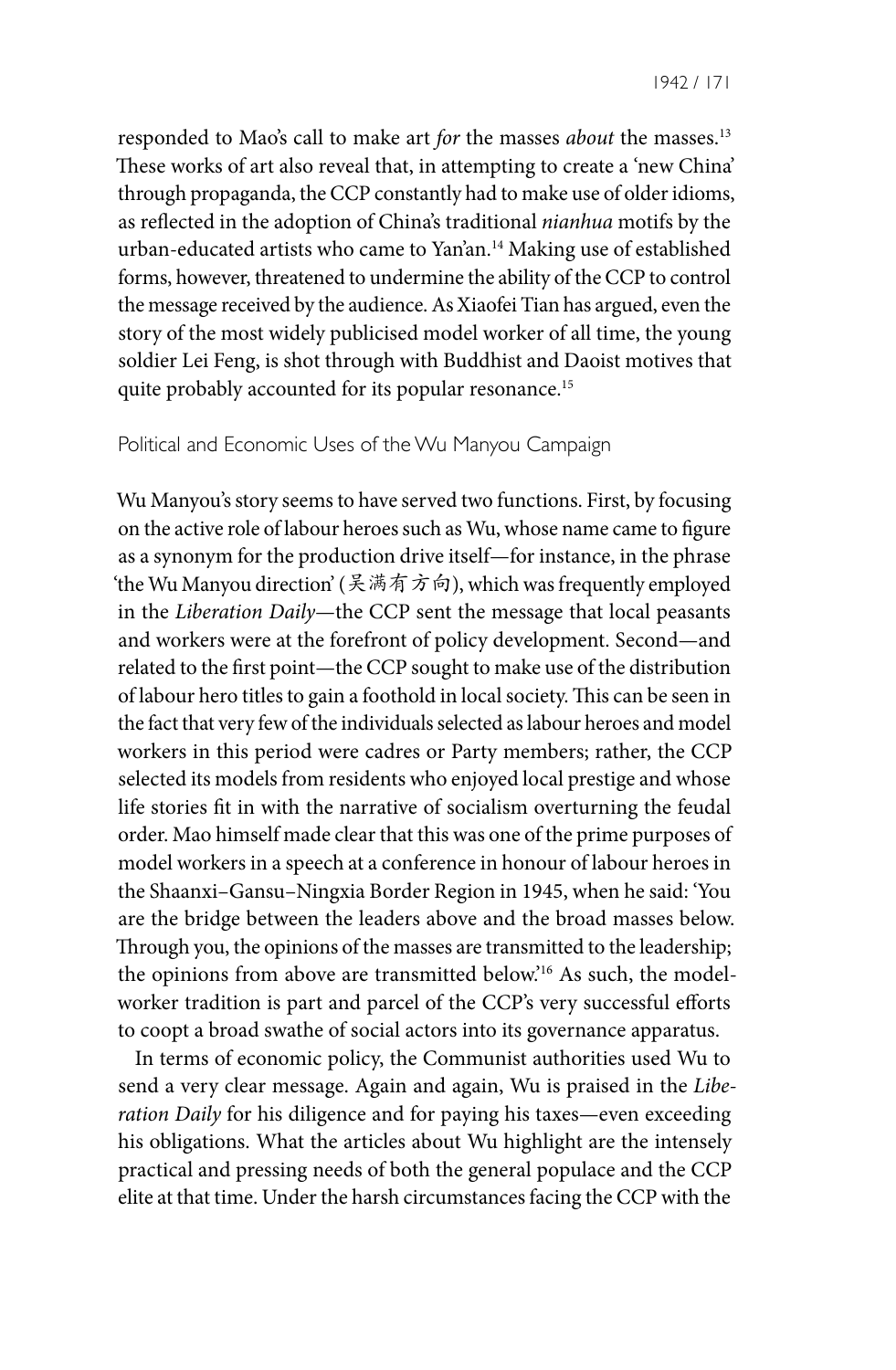responded to Mao's call to make art *for* the masses *about* the masses.[13] These works of art also reveal that, in attempting to create a 'new China' through propaganda, the CCP constantly had to make use of older idioms, as reflected in the adoption of China's traditional *nianhua* motifs by the urban-educated artists who came to Yan'an.[14] Making use of established forms, however, threatened to undermine the ability of the CCP to control the message received by the audience. As Xiaofei Tian has argued, even the story of the most widely publicised model worker of all time, the young soldier Lei Feng, is shot through with Buddhist and Daoist motives that quite probably accounted for its popular resonance.[15]

## Political and Economic Uses of the Wu Manyou Campaign

Wu Manyou's story seems to have served two functions. First, by focusing on the active role of labour heroes such as Wu, whose name came to figure as a synonym for the production drive itself—for instance, in the phrase 'the Wu Manyou direction' (吴满有方向), which was frequently employed in the *Liberation Daily*—the CCP sent the message that local peasants and workers were at the forefront of policy development. Second—and related to the first point—the CCP sought to make use of the distribution of labour hero titles to gain a foothold in local society. This can be seen in the fact that very few of the individuals selected as labour heroes and model workers in this period were cadres or Party members; rather, the CCP selected its models from residents who enjoyed local prestige and whose life stories fit in with the narrative of socialism overturning the feudal order. Mao himself made clear that this was one of the prime purposes of model workers in a speech at a conference in honour of labour heroes in the Shaanxi–Gansu–Ningxia Border Region in 1945, when he said: 'You are the bridge between the leaders above and the broad masses below. Through you, the opinions of the masses are transmitted to the leadership; the opinions from above are transmitted below.'[16] As such, the model-worker tradition is part and parcel of the CCP's very successful efforts to coopt a broad swathe of social actors into its governance apparatus.

In terms of economic policy, the Communist authorities used Wu to send a very clear message. Again and again, Wu is praised in the *Liberation Daily* for his diligence and for paying his taxes—even exceeding his obligations. What the articles about Wu highlight are the intensely practical and pressing needs of both the general populace and the CCP elite at that time. Under the harsh circumstances facing the CCP with the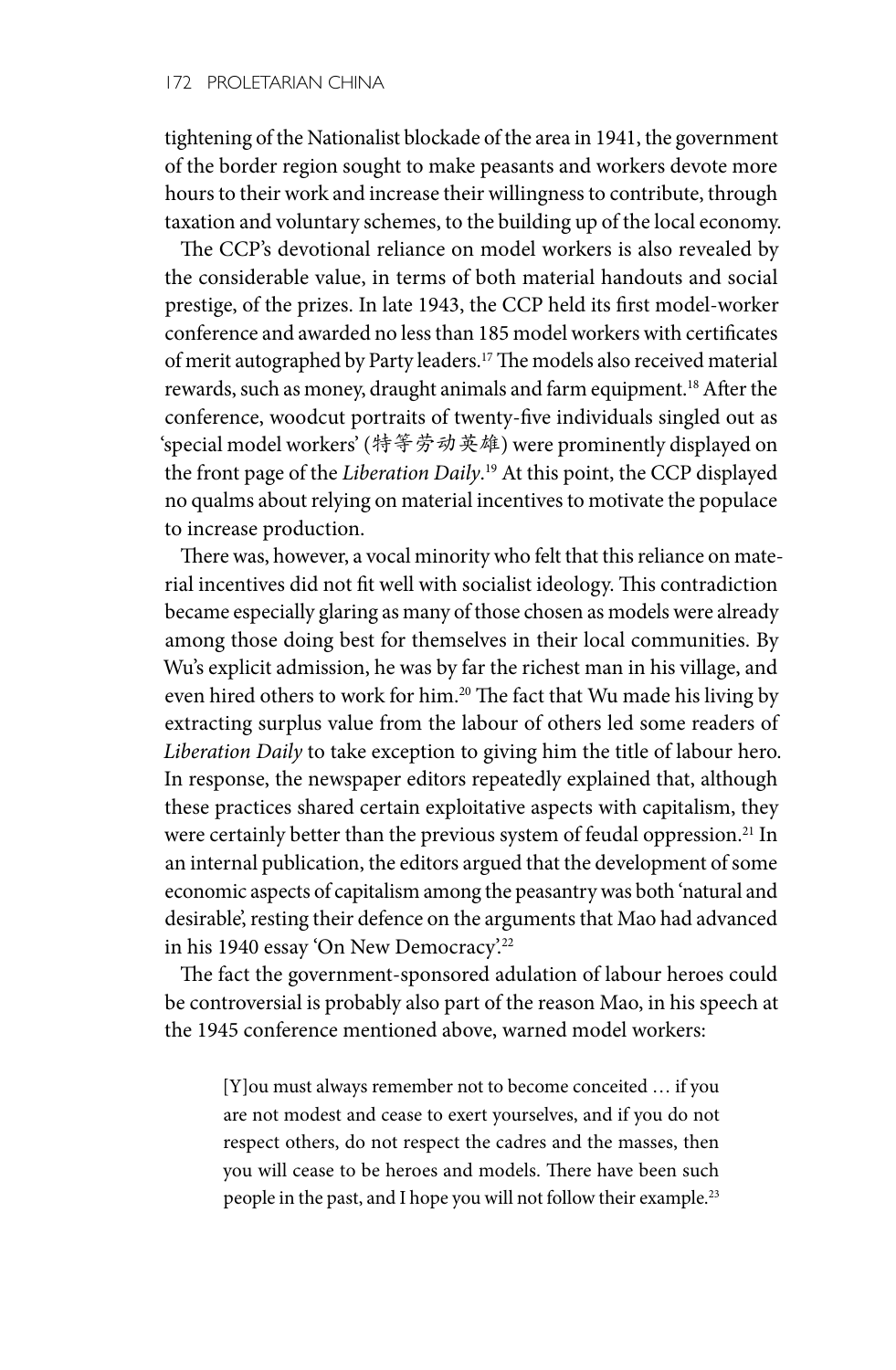tightening of the Nationalist blockade of the area in 1941, the government of the border region sought to make peasants and workers devote more hours to their work and increase their willingness to contribute, through taxation and voluntary schemes, to the building up of the local economy.

The CCP's devotional reliance on model workers is also revealed by the considerable value, in terms of both material handouts and social prestige, of the prizes. In late 1943, the CCP held its first model-worker conference and awarded no less than 185 model workers with certificates of merit autographed by Party leaders.[17] The models also received material rewards, such as money, draught animals and farm equipment.[18] After the conference, woodcut portraits of twenty-five individuals singled out as 'special model workers' (特等劳动英雄) were prominently displayed on the front page of the *Liberation Daily*.[19] At this point, the CCP displayed no qualms about relying on material incentives to motivate the populace to increase production.

There was, however, a vocal minority who felt that this reliance on material incentives did not fit well with socialist ideology. This contradiction became especially glaring as many of those chosen as models were already among those doing best for themselves in their local communities. By Wu's explicit admission, he was by far the richest man in his village, and even hired others to work for him.[20] The fact that Wu made his living by extracting surplus value from the labour of others led some readers of *Liberation Daily* to take exception to giving him the title of labour hero. In response, the newspaper editors repeatedly explained that, although these practices shared certain exploitative aspects with capitalism, they were certainly better than the previous system of feudal oppression.[21] In an internal publication, the editors argued that the development of some economic aspects of capitalism among the peasantry was both 'natural and desirable', resting their defence on the arguments that Mao had advanced in his 1940 essay 'On New Democracy'.[22]

The fact the government-sponsored adulation of labour heroes could be controversial is probably also part of the reason Mao, in his speech at the 1945 conference mentioned above, warned model workers:

> [Y]ou must always remember not to become conceited … if you are not modest and cease to exert yourselves, and if you do not respect others, do not respect the cadres and the masses, then you will cease to be heroes and models. There have been such people in the past, and I hope you will not follow their example.[23]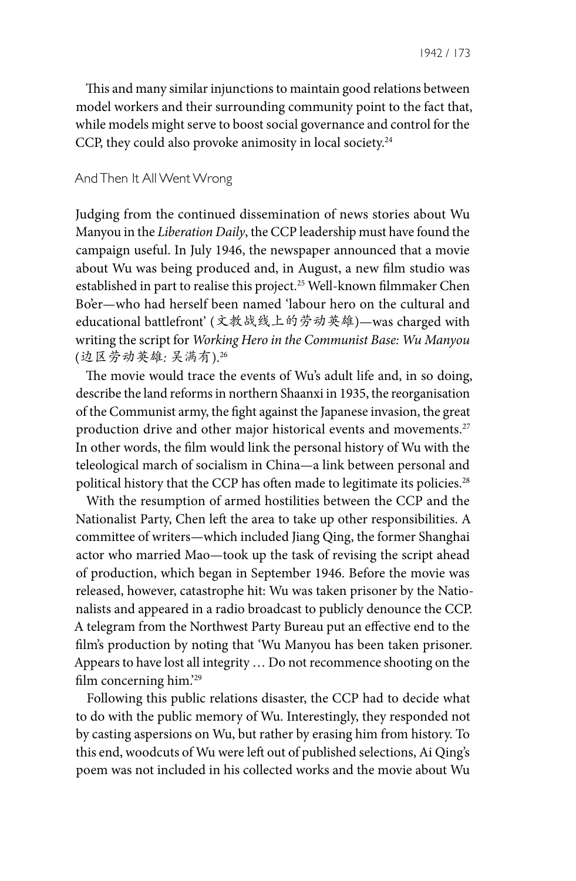This and many similar injunctions to maintain good relations between model workers and their surrounding community point to the fact that, while models might serve to boost social governance and control for the CCP, they could also provoke animosity in local society.[24]

## And Then It All Went Wrong

Judging from the continued dissemination of news stories about Wu Manyou in the *Liberation Daily*, the CCP leadership must have found the campaign useful. In July 1946, the newspaper announced that a movie about Wu was being produced and, in August, a new film studio was established in part to realise this project.[25] Well-known filmmaker Chen Bo'er—who had herself been named 'labour hero on the cultural and educational battlefront' (文教战线上的劳动英雄)—was charged with writing the script for *Working Hero in the Communist Base: Wu Manyou* (边区劳动英雄: 吴满有).[26]

The movie would trace the events of Wu's adult life and, in so doing, describe the land reforms in northern Shaanxi in 1935, the reorganisation of the Communist army, the fight against the Japanese invasion, the great production drive and other major historical events and movements.[27] In other words, the film would link the personal history of Wu with the teleological march of socialism in China—a link between personal and political history that the CCP has often made to legitimate its policies.[28]

With the resumption of armed hostilities between the CCP and the Nationalist Party, Chen left the area to take up other responsibilities. A committee of writers—which included Jiang Qing, the former Shanghai actor who married Mao—took up the task of revising the script ahead of production, which began in September 1946. Before the movie was released, however, catastrophe hit: Wu was taken prisoner by the Nationalists and appeared in a radio broadcast to publicly denounce the CCP. A telegram from the Northwest Party Bureau put an effective end to the film's production by noting that 'Wu Manyou has been taken prisoner. Appears to have lost all integrity … Do not recommence shooting on the film concerning him.'[29]

Following this public relations disaster, the CCP had to decide what to do with the public memory of Wu. Interestingly, they responded not by casting aspersions on Wu, but rather by erasing him from history. To this end, woodcuts of Wu were left out of published selections, Ai Qing's poem was not included in his collected works and the movie about Wu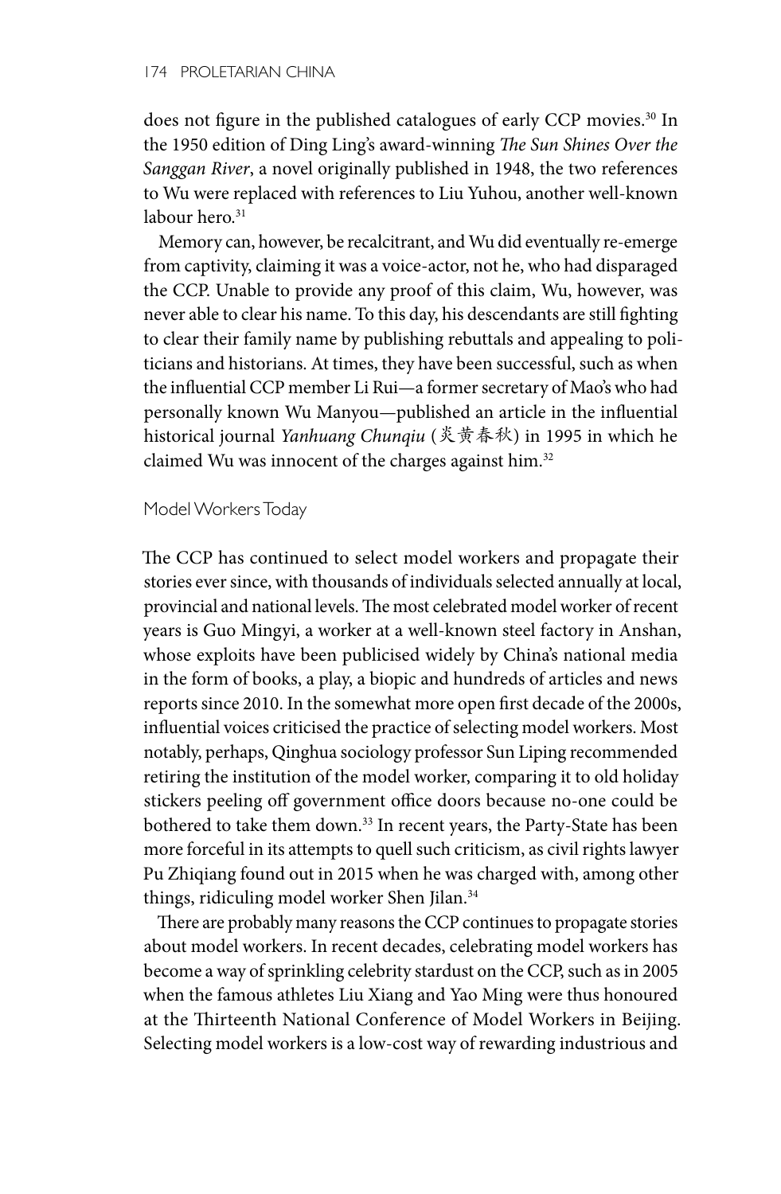does not figure in the published catalogues of early CCP movies.[30] In the 1950 edition of Ding Ling's award-winning *The Sun Shines Over the Sanggan River*, a novel originally published in 1948, the two references to Wu were replaced with references to Liu Yuhou, another well-known labour hero.[31]

Memory can, however, be recalcitrant, and Wu did eventually re-emerge from captivity, claiming it was a voice-actor, not he, who had disparaged the CCP. Unable to provide any proof of this claim, Wu, however, was never able to clear his name. To this day, his descendants are still fighting to clear their family name by publishing rebuttals and appealing to politicians and historians. At times, they have been successful, such as when the influential CCP member Li Rui—a former secretary of Mao's who had personally known Wu Manyou—published an article in the influential historical journal *Yanhuang Chunqiu* (炎黄春秋) in 1995 in which he claimed Wu was innocent of the charges against him.[32]

## Model Workers Today

The CCP has continued to select model workers and propagate their stories ever since, with thousands of individuals selected annually at local, provincial and national levels. The most celebrated model worker of recent years is Guo Mingyi, a worker at a well-known steel factory in Anshan, whose exploits have been publicised widely by China's national media in the form of books, a play, a biopic and hundreds of articles and news reports since 2010. In the somewhat more open first decade of the 2000s, influential voices criticised the practice of selecting model workers. Most notably, perhaps, Qinghua sociology professor Sun Liping recommended retiring the institution of the model worker, comparing it to old holiday stickers peeling off government office doors because no-one could be bothered to take them down.[33] In recent years, the Party-State has been more forceful in its attempts to quell such criticism, as civil rights lawyer Pu Zhiqiang found out in 2015 when he was charged with, among other things, ridiculing model worker Shen Jilan.[34]

There are probably many reasons the CCP continues to propagate stories about model workers. In recent decades, celebrating model workers has become a way of sprinkling celebrity stardust on the CCP, such as in 2005 when the famous athletes Liu Xiang and Yao Ming were thus honoured at the Thirteenth National Conference of Model Workers in Beijing. Selecting model workers is a low-cost way of rewarding industrious and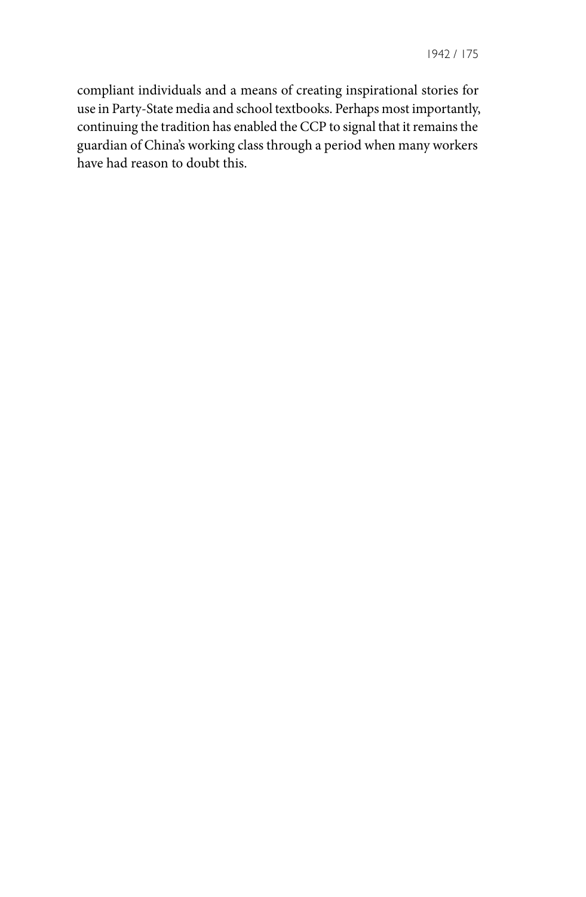compliant individuals and a means of creating inspirational stories for use in Party-State media and school textbooks. Perhaps most importantly, continuing the tradition has enabled the CCP to signal that it remains the guardian of China's working class through a period when many workers have had reason to doubt this.